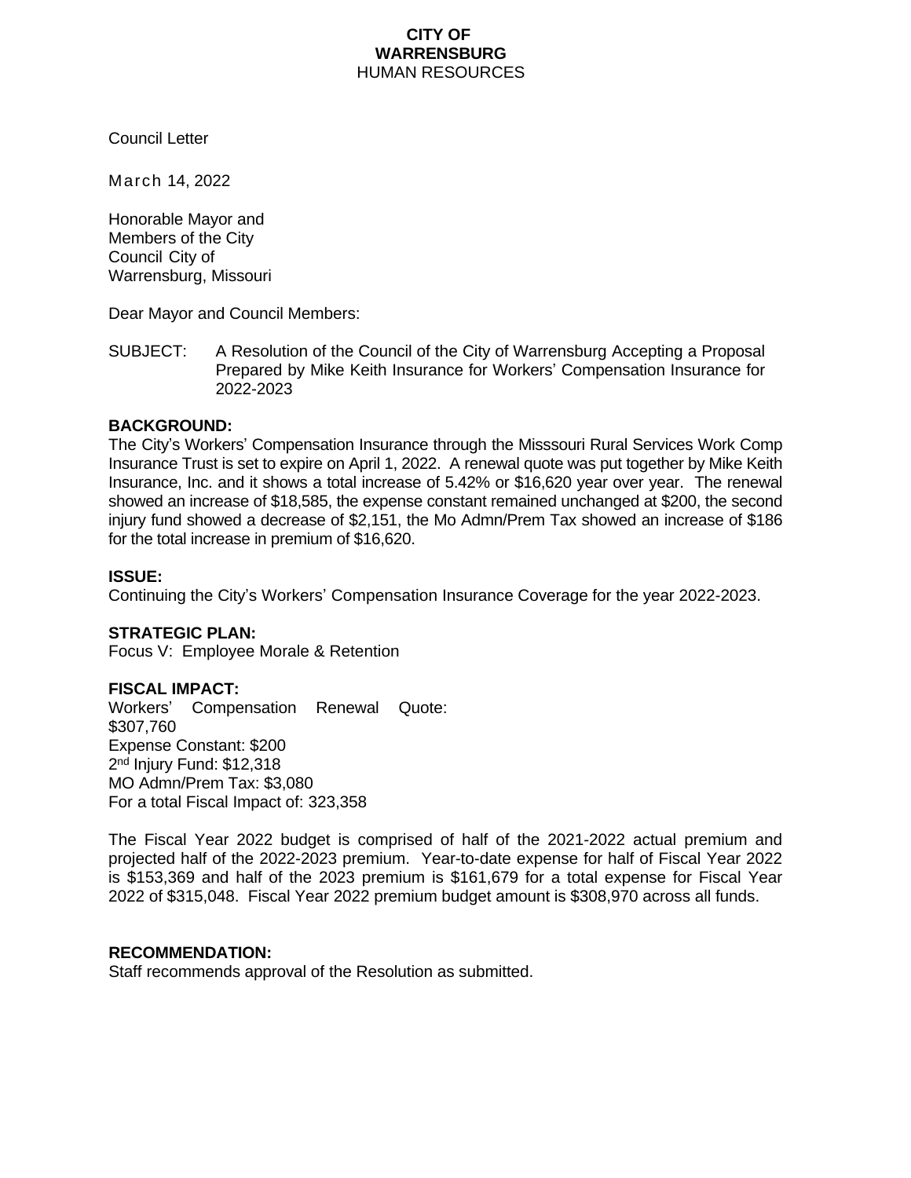**CITY OF**
**WARRENSBURG**
HUMAN RESOURCES

Council Letter

March 14, 2022

Honorable Mayor and
Members of the City
Council City of
Warrensburg, Missouri

Dear Mayor and Council Members:

SUBJECT: A Resolution of the Council of the City of Warrensburg Accepting a Proposal Prepared by Mike Keith Insurance for Workers' Compensation Insurance for 2022-2023

**BACKGROUND:**
The City's Workers' Compensation Insurance through the Misssouri Rural Services Work Comp Insurance Trust is set to expire on April 1, 2022. A renewal quote was put together by Mike Keith Insurance, Inc. and it shows a total increase of 5.42% or $16,620 year over year. The renewal showed an increase of $18,585, the expense constant remained unchanged at $200, the second injury fund showed a decrease of $2,151, the Mo Admn/Prem Tax showed an increase of $186 for the total increase in premium of $16,620.

**ISSUE:**
Continuing the City's Workers' Compensation Insurance Coverage for the year 2022-2023.

**STRATEGIC PLAN:**
Focus V: Employee Morale & Retention

**FISCAL IMPACT:**
Workers' Compensation Renewal Quote: $307,760
Expense Constant: $200
2nd Injury Fund: $12,318
MO Admn/Prem Tax: $3,080
For a total Fiscal Impact of: 323,358

The Fiscal Year 2022 budget is comprised of half of the 2021-2022 actual premium and projected half of the 2022-2023 premium. Year-to-date expense for half of Fiscal Year 2022 is $153,369 and half of the 2023 premium is $161,679 for a total expense for Fiscal Year 2022 of $315,048. Fiscal Year 2022 premium budget amount is $308,970 across all funds.

**RECOMMENDATION:**
Staff recommends approval of the Resolution as submitted.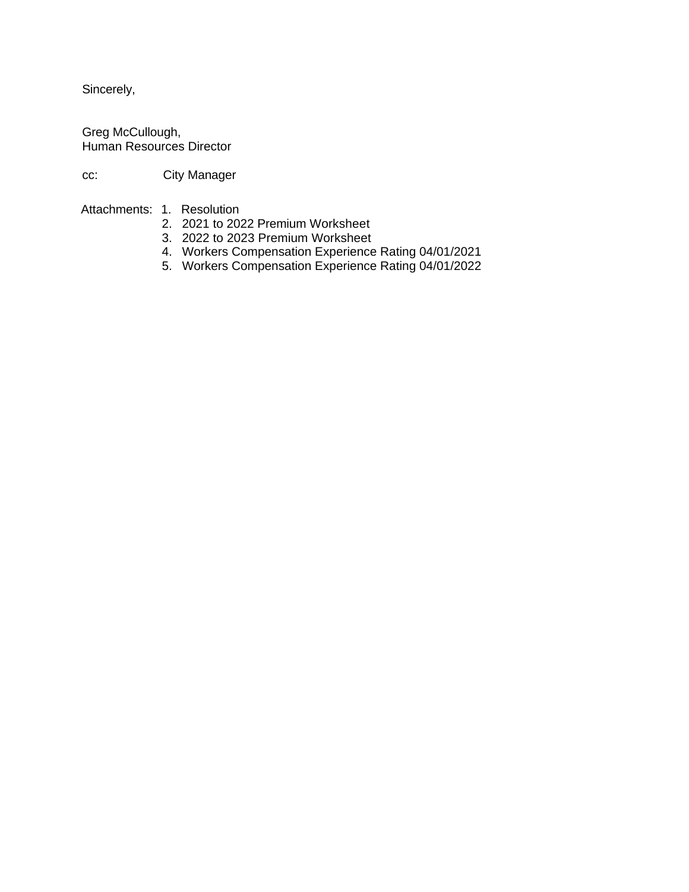Sincerely,

Greg McCullough,
Human Resources Director

cc: City Manager

Attachments:
1. Resolution
2. 2021 to 2022 Premium Worksheet
3. 2022 to 2023 Premium Worksheet
4. Workers Compensation Experience Rating 04/01/2021
5. Workers Compensation Experience Rating 04/01/2022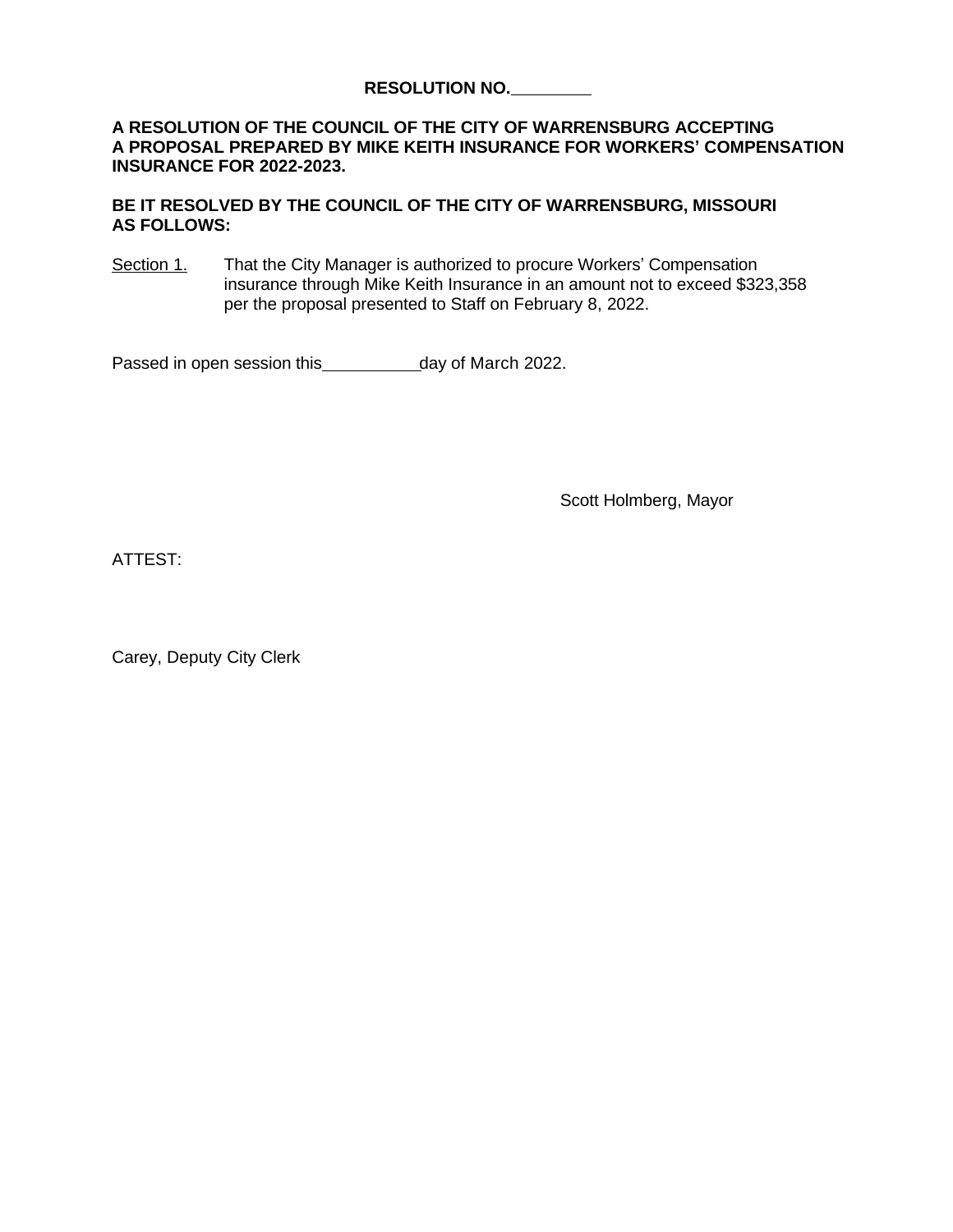**RESOLUTION NO.\_\_\_\_\_\_\_\_\_**

**A RESOLUTION OF THE COUNCIL OF THE CITY OF WARRENSBURG ACCEPTING A PROPOSAL PREPARED BY MIKE KEITH INSURANCE FOR WORKERS' COMPENSATION INSURANCE FOR 2022-2023.**

**BE IT RESOLVED BY THE COUNCIL OF THE CITY OF WARRENSBURG, MISSOURI AS FOLLOWS:**

Section 1. That the City Manager is authorized to procure Workers' Compensation insurance through Mike Keith Insurance in an amount not to exceed $323,358 per the proposal presented to Staff on February 8, 2022.

Passed in open session this\_\_\_\_\_\_\_\_\_\_\_day of March 2022.

Scott Holmberg, Mayor

ATTEST:

Carey, Deputy City Clerk